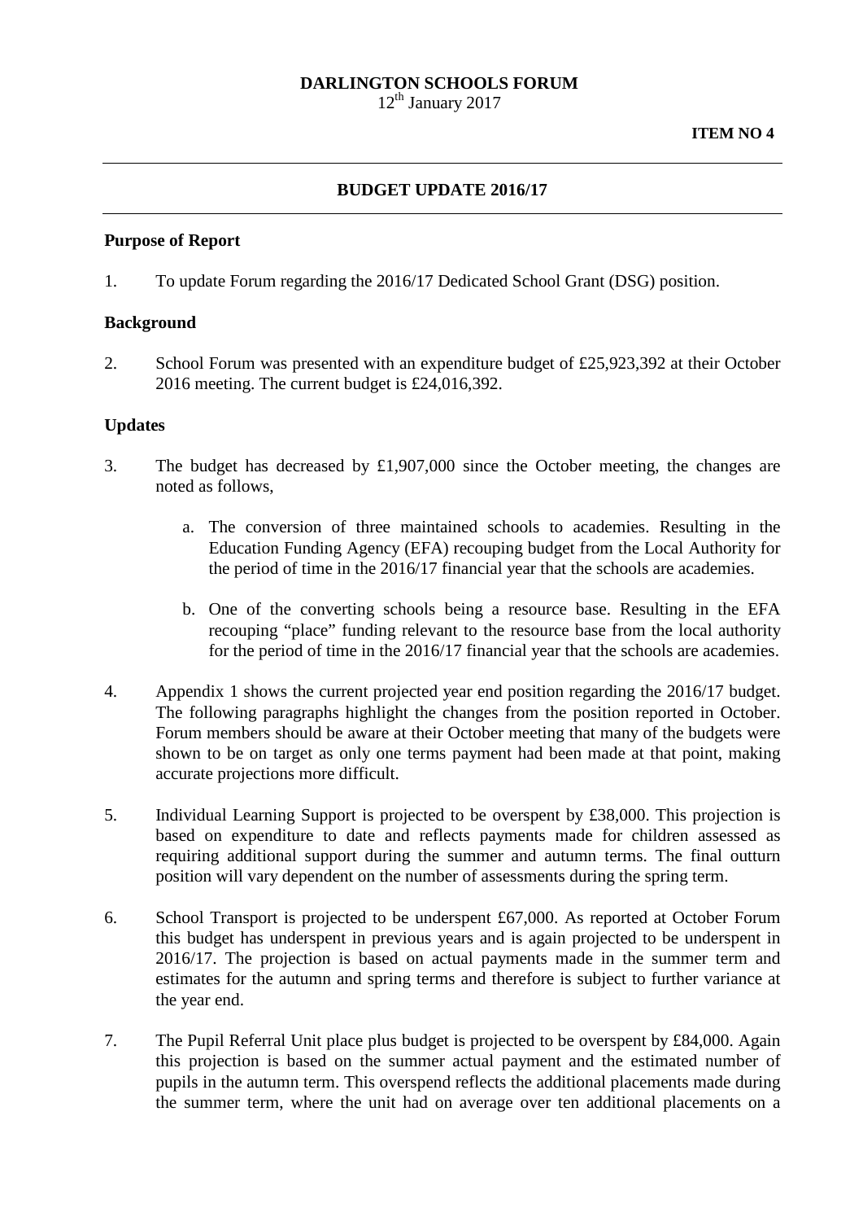**DARLINGTON SCHOOLS FORUM**
12th January 2017

**ITEM NO 4**

---

**BUDGET UPDATE 2016/17**

---

**Purpose of Report**

1. To update Forum regarding the 2016/17 Dedicated School Grant (DSG) position.

**Background**

2. School Forum was presented with an expenditure budget of £25,923,392 at their October 2016 meeting. The current budget is £24,016,392.

**Updates**

3. The budget has decreased by £1,907,000 since the October meeting, the changes are noted as follows,

   a. The conversion of three maintained schools to academies. Resulting in the Education Funding Agency (EFA) recouping budget from the Local Authority for the period of time in the 2016/17 financial year that the schools are academies.

   b. One of the converting schools being a resource base. Resulting in the EFA recouping "place" funding relevant to the resource base from the local authority for the period of time in the 2016/17 financial year that the schools are academies.

4. Appendix 1 shows the current projected year end position regarding the 2016/17 budget. The following paragraphs highlight the changes from the position reported in October. Forum members should be aware at their October meeting that many of the budgets were shown to be on target as only one terms payment had been made at that point, making accurate projections more difficult.

5. Individual Learning Support is projected to be overspent by £38,000. This projection is based on expenditure to date and reflects payments made for children assessed as requiring additional support during the summer and autumn terms. The final outturn position will vary dependent on the number of assessments during the spring term.

6. School Transport is projected to be underspent £67,000. As reported at October Forum this budget has underspent in previous years and is again projected to be underspent in 2016/17. The projection is based on actual payments made in the summer term and estimates for the autumn and spring terms and therefore is subject to further variance at the year end.

7. The Pupil Referral Unit place plus budget is projected to be overspent by £84,000. Again this projection is based on the summer actual payment and the estimated number of pupils in the autumn term. This overspend reflects the additional placements made during the summer term, where the unit had on average over ten additional placements on a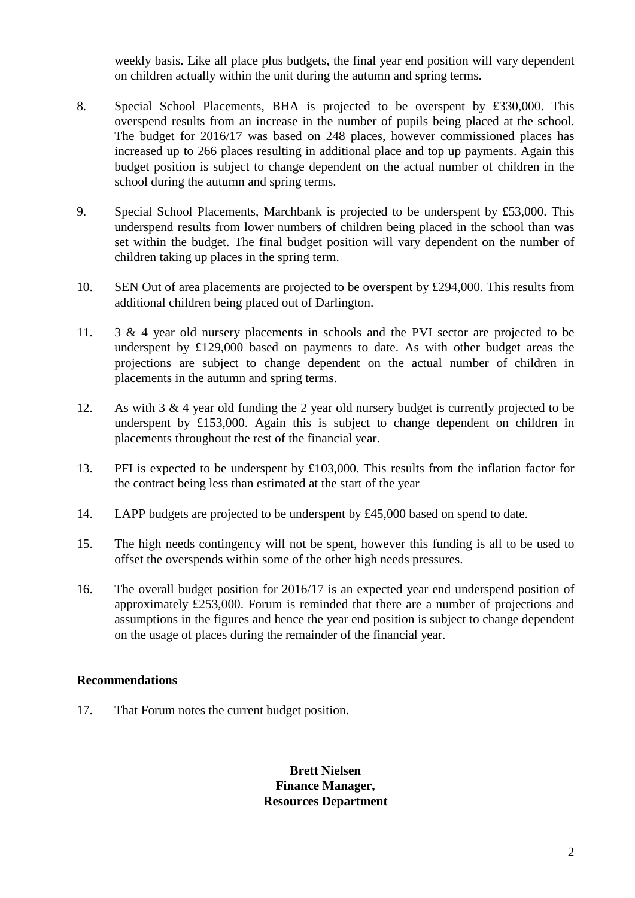weekly basis. Like all place plus budgets, the final year end position will vary dependent on children actually within the unit during the autumn and spring terms.

8. Special School Placements, BHA is projected to be overspent by £330,000. This overspend results from an increase in the number of pupils being placed at the school. The budget for 2016/17 was based on 248 places, however commissioned places has increased up to 266 places resulting in additional place and top up payments. Again this budget position is subject to change dependent on the actual number of children in the school during the autumn and spring terms.

9. Special School Placements, Marchbank is projected to be underspent by £53,000. This underspend results from lower numbers of children being placed in the school than was set within the budget. The final budget position will vary dependent on the number of children taking up places in the spring term.

10. SEN Out of area placements are projected to be overspent by £294,000. This results from additional children being placed out of Darlington.

11. 3 & 4 year old nursery placements in schools and the PVI sector are projected to be underspent by £129,000 based on payments to date. As with other budget areas the projections are subject to change dependent on the actual number of children in placements in the autumn and spring terms.

12. As with 3 & 4 year old funding the 2 year old nursery budget is currently projected to be underspent by £153,000. Again this is subject to change dependent on children in placements throughout the rest of the financial year.

13. PFI is expected to be underspent by £103,000. This results from the inflation factor for the contract being less than estimated at the start of the year

14. LAPP budgets are projected to be underspent by £45,000 based on spend to date.

15. The high needs contingency will not be spent, however this funding is all to be used to offset the overspends within some of the other high needs pressures.

16. The overall budget position for 2016/17 is an expected year end underspend position of approximately £253,000. Forum is reminded that there are a number of projections and assumptions in the figures and hence the year end position is subject to change dependent on the usage of places during the remainder of the financial year.

**Recommendations**

17. That Forum notes the current budget position.

**Brett Nielsen**
**Finance Manager,**
**Resources Department**